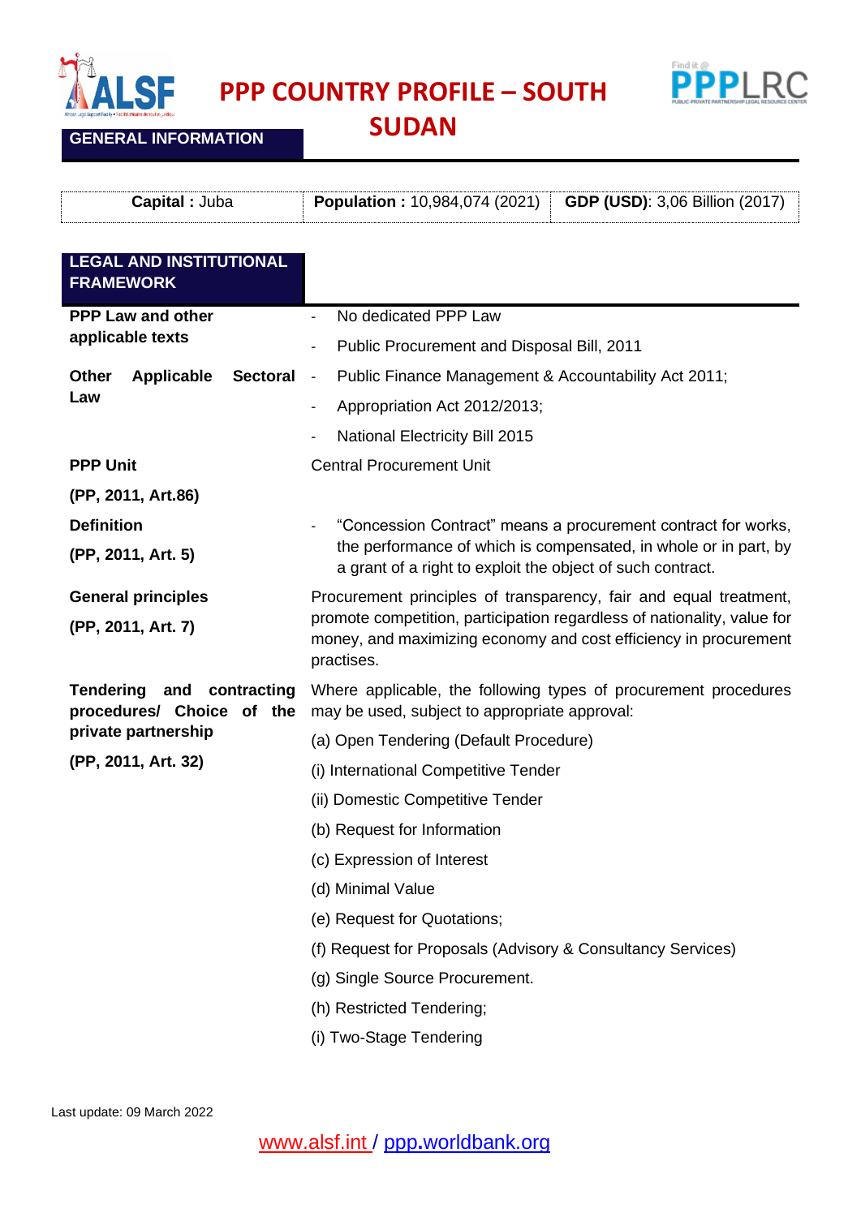# PPP COUNTRY PROFILE – SOUTH SUDAN

## GENERAL INFORMATION

| **Capital :** Juba | **Population :** 10,984,074 (2021) | **GDP (USD)**: 3,06 Billion (2017) |
|---|---|---|

## LEGAL AND INSTITUTIONAL FRAMEWORK

| | |
|---|---|
| **PPP Law and other applicable texts** | - No dedicated PPP Law<br>- Public Procurement and Disposal Bill, 2011 |
| **Other Applicable Sectoral Law** | - Public Finance Management & Accountability Act 2011;<br>- Appropriation Act 2012/2013;<br>- National Electricity Bill 2015 |
| **PPP Unit**<br>**(PP, 2011, Art.86)** | Central Procurement Unit |
| **Definition**<br>**(PP, 2011, Art. 5)** | - "Concession Contract" means a procurement contract for works, the performance of which is compensated, in whole or in part, by a grant of a right to exploit the object of such contract. |
| **General principles**<br>**(PP, 2011, Art. 7)** | Procurement principles of transparency, fair and equal treatment, promote competition, participation regardless of nationality, value for money, and maximizing economy and cost efficiency in procurement practises. |
| **Tendering and contracting procedures/ Choice of the private partnership**<br>**(PP, 2011, Art. 32)** | Where applicable, the following types of procurement procedures may be used, subject to appropriate approval:<br>(a) Open Tendering (Default Procedure)<br>(i) International Competitive Tender<br>(ii) Domestic Competitive Tender<br>(b) Request for Information<br>(c) Expression of Interest<br>(d) Minimal Value<br>(e) Request for Quotations;<br>(f) Request for Proposals (Advisory & Consultancy Services)<br>(g) Single Source Procurement.<br>(h) Restricted Tendering;<br>(i) Two-Stage Tendering |

Last update: 09 March 2022

www.alsf.int / ppp.worldbank.org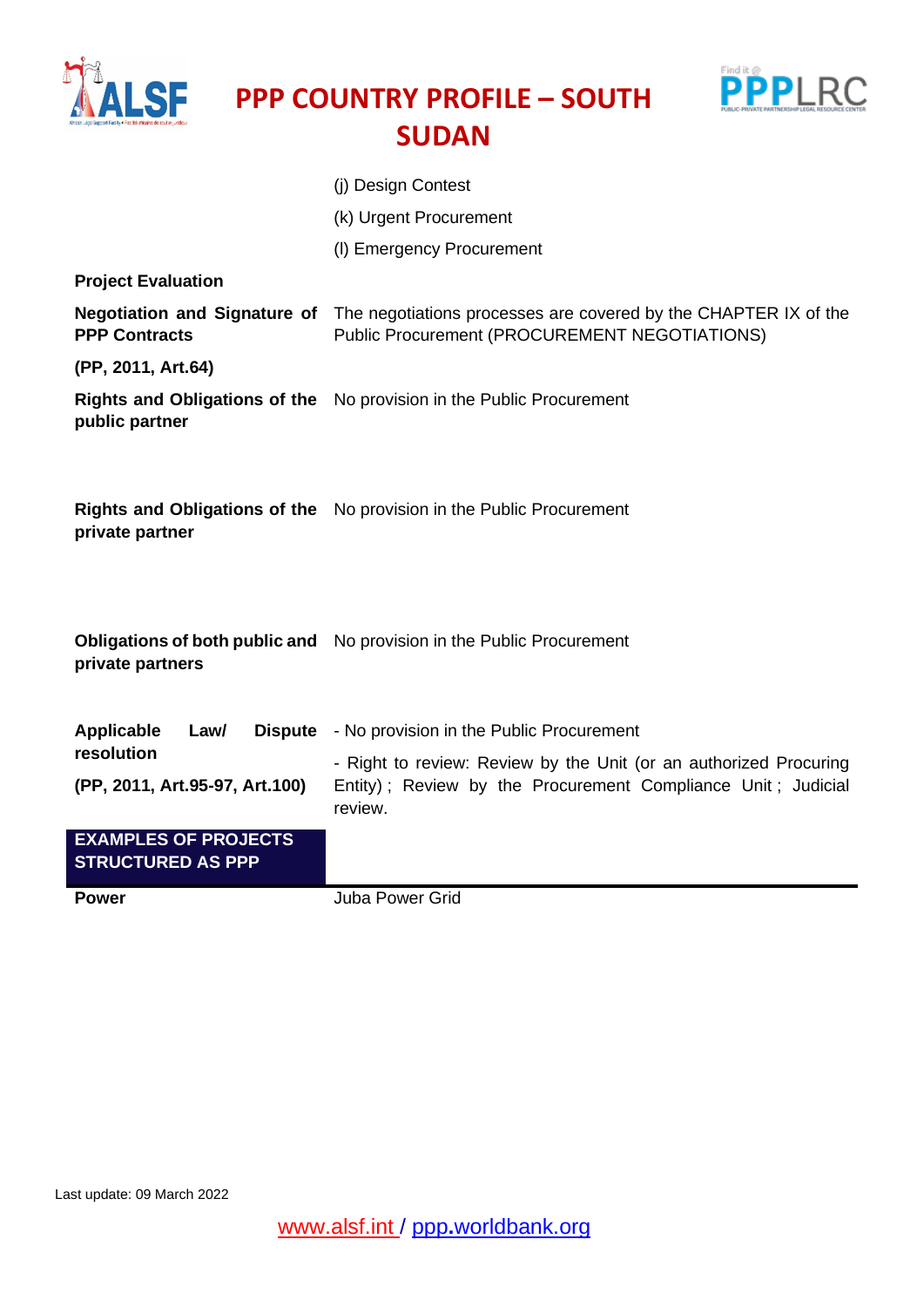# PPP COUNTRY PROFILE – SOUTH SUDAN

| | |
|---|---|
| | (j) Design Contest |
| | (k) Urgent Procurement |
| | (l) Emergency Procurement |
| **Project Evaluation** | |
| **Negotiation and Signature of PPP Contracts** **(PP, 2011, Art.64)** | The negotiations processes are covered by the CHAPTER IX of the Public Procurement (PROCUREMENT NEGOTIATIONS) |
| **Rights and Obligations of the public partner** | No provision in the Public Procurement |
| **Rights and Obligations of the private partner** | No provision in the Public Procurement |
| **Obligations of both public and private partners** | No provision in the Public Procurement |
| **Applicable Law/ Dispute resolution** **(PP, 2011, Art.95-97, Art.100)** | - No provision in the Public Procurement<br>- Right to review: Review by the Unit (or an authorized Procuring Entity) ; Review by the Procurement Compliance Unit ; Judicial review. |
| **EXAMPLES OF PROJECTS STRUCTURED AS PPP** | |
| **Power** | Juba Power Grid |

Last update: 09 March 2022

www.alsf.int / ppp.worldbank.org